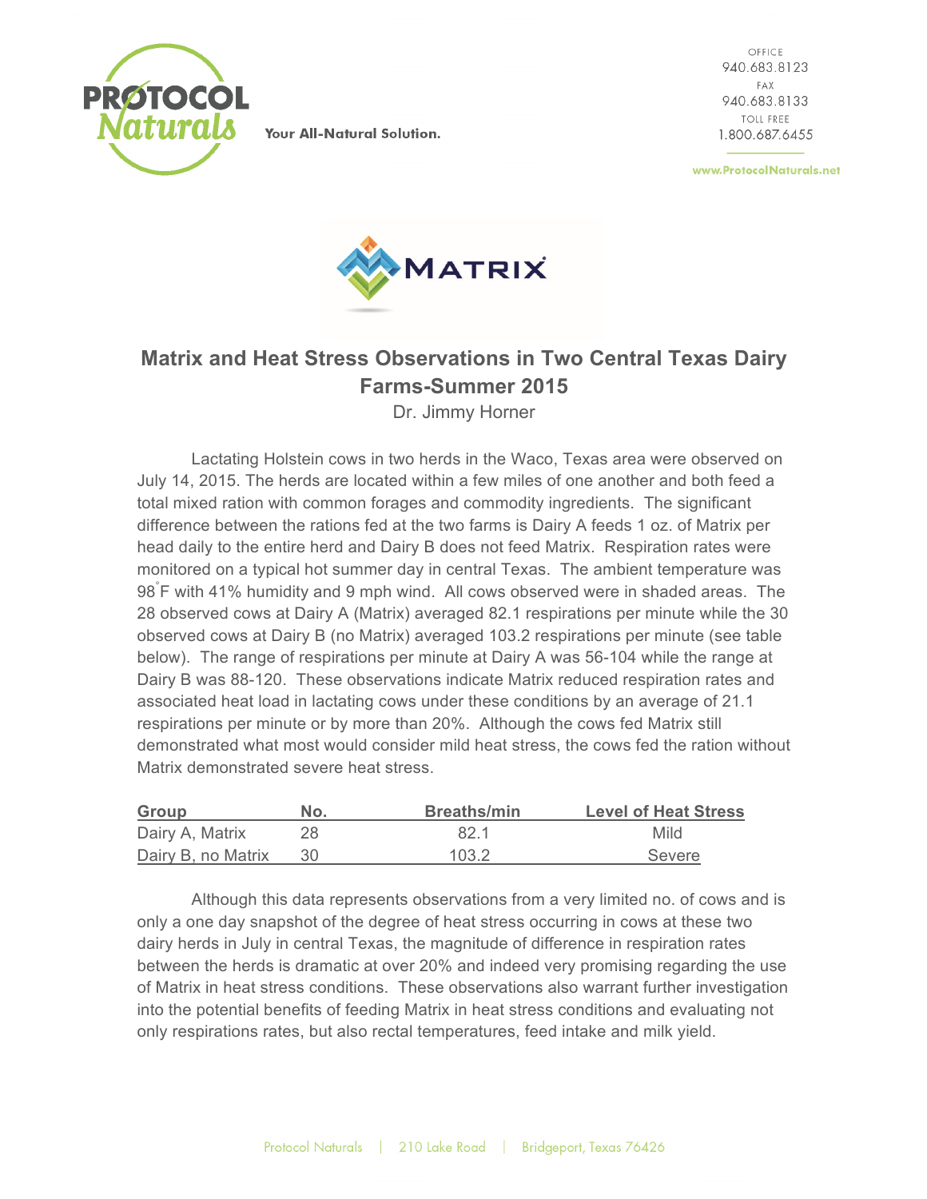PROTOCOL Naturals

Your All-Natural Solution.

OFFICE
940.683.8123
FAX
940.683.8133
TOLL FREE
1.800.687.6455

www.ProtocolNaturals.net

MATRIX

# Matrix and Heat Stress Observations in Two Central Texas Dairy Farms-Summer 2015

Dr. Jimmy Horner

Lactating Holstein cows in two herds in the Waco, Texas area were observed on July 14, 2015. The herds are located within a few miles of one another and both feed a total mixed ration with common forages and commodity ingredients. The significant difference between the rations fed at the two farms is Dairy A feeds 1 oz. of Matrix per head daily to the entire herd and Dairy B does not feed Matrix. Respiration rates were monitored on a typical hot summer day in central Texas. The ambient temperature was 98°F with 41% humidity and 9 mph wind. All cows observed were in shaded areas. The 28 observed cows at Dairy A (Matrix) averaged 82.1 respirations per minute while the 30 observed cows at Dairy B (no Matrix) averaged 103.2 respirations per minute (see table below). The range of respirations per minute at Dairy A was 56-104 while the range at Dairy B was 88-120. These observations indicate Matrix reduced respiration rates and associated heat load in lactating cows under these conditions by an average of 21.1 respirations per minute or by more than 20%. Although the cows fed Matrix still demonstrated what most would consider mild heat stress, the cows fed the ration without Matrix demonstrated severe heat stress.

| Group | No. | Breaths/min | Level of Heat Stress |
|---|---|---|---|
| Dairy A, Matrix | 28 | 82.1 | Mild |
| Dairy B, no Matrix | 30 | 103.2 | Severe |

Although this data represents observations from a very limited no. of cows and is only a one day snapshot of the degree of heat stress occurring in cows at these two dairy herds in July in central Texas, the magnitude of difference in respiration rates between the herds is dramatic at over 20% and indeed very promising regarding the use of Matrix in heat stress conditions. These observations also warrant further investigation into the potential benefits of feeding Matrix in heat stress conditions and evaluating not only respirations rates, but also rectal temperatures, feed intake and milk yield.

Protocol Naturals | 210 Lake Road | Bridgeport, Texas 76426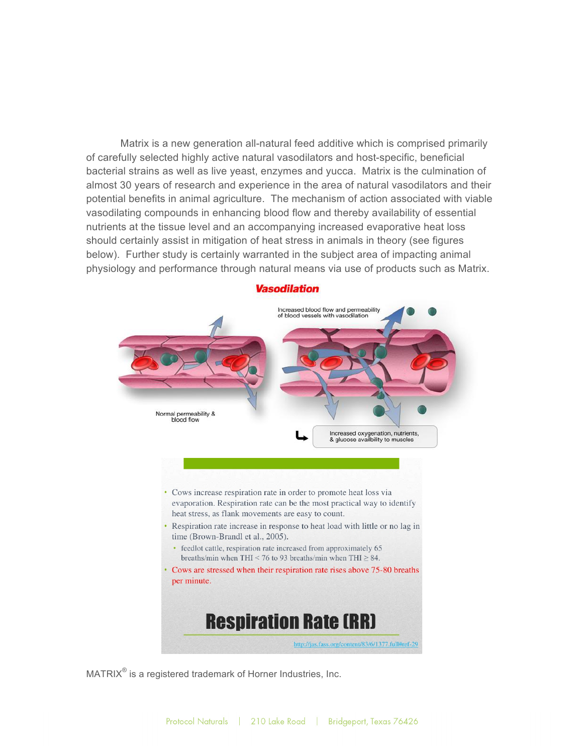Matrix is a new generation all-natural feed additive which is comprised primarily of carefully selected highly active natural vasodilators and host-specific, beneficial bacterial strains as well as live yeast, enzymes and yucca. Matrix is the culmination of almost 30 years of research and experience in the area of natural vasodilators and their potential benefits in animal agriculture. The mechanism of action associated with viable vasodilating compounds in enhancing blood flow and thereby availability of essential nutrients at the tissue level and an accompanying increased evaporative heat loss should certainly assist in mitigation of heat stress in animals in theory (see figures below). Further study is certainly warranted in the subject area of impacting animal physiology and performance through natural means via use of products such as Matrix.

**Vasodilation**

Increased blood flow and permeability of blood vessels with vasodilation

Normal permeability & blood flow

Increased oxygenation, nutrients, & glucose availbility to muscles

- Cows increase respiration rate in order to promote heat loss via evaporation. Respiration rate can be the most practical way to identify heat stress, as flank movements are easy to count.
- Respiration rate increase in response to heat load with little or no lag in time (Brown-Brandl et al., 2005).
  - feedlot cattle, respiration rate increased from approximately 65 breaths/min when THI < 76 to 93 breaths/min when THI ≥ 84.
- Cows are stressed when their respiration rate rises above 75-80 breaths per minute.

**Respiration Rate (RR)**

http://jas.fass.org/content/83/6/1377.full#ref-29

MATRIX® is a registered trademark of Horner Industries, Inc.

Protocol Naturals | 210 Lake Road | Bridgeport, Texas 76426